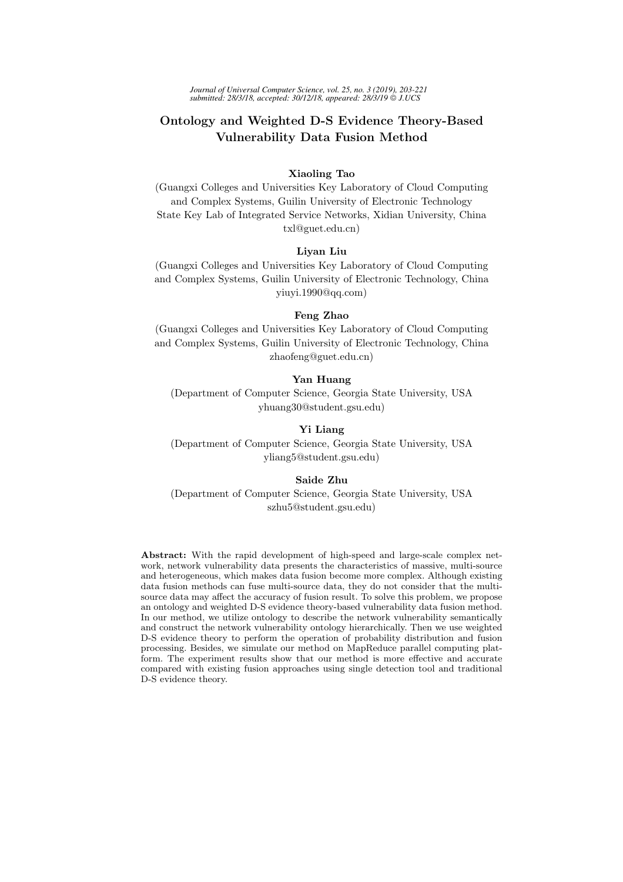# Ontology and Weighted D-S Evidence Theory-Based Vulnerability Data Fusion Method

**Xiaoling Tao**

(Guangxi Colleges and Universities Key Laboratory of Cloud Computing and Complex Systems, Guilin University of Electronic Technology State Key Lab of Integrated Service Networks, Xidian University, China txl@guet.edu.cn)

**Liyan Liu**

(Guangxi Colleges and Universities Key Laboratory of Cloud Computing and Complex Systems, Guilin University of Electronic Technology, China yiuyi.1990@qq.com)

**Feng Zhao**

(Guangxi Colleges and Universities Key Laboratory of Cloud Computing and Complex Systems, Guilin University of Electronic Technology, China zhaofeng@guet.edu.cn)

**Yan Huang**

(Department of Computer Science, Georgia State University, USA yhuang30@student.gsu.edu)

**Yi Liang**

(Department of Computer Science, Georgia State University, USA yliang5@student.gsu.edu)

**Saide Zhu**

(Department of Computer Science, Georgia State University, USA szhu5@student.gsu.edu)

**Abstract:** With the rapid development of high-speed and large-scale complex network, network vulnerability data presents the characteristics of massive, multi-source and heterogeneous, which makes data fusion become more complex. Although existing data fusion methods can fuse multi-source data, they do not consider that the multi-source data may affect the accuracy of fusion result. To solve this problem, we propose an ontology and weighted D-S evidence theory-based vulnerability data fusion method. In our method, we utilize ontology to describe the network vulnerability semantically and construct the network vulnerability ontology hierarchically. Then we use weighted D-S evidence theory to perform the operation of probability distribution and fusion processing. Besides, we simulate our method on MapReduce parallel computing platform. The experiment results show that our method is more effective and accurate compared with existing fusion approaches using single detection tool and traditional D-S evidence theory.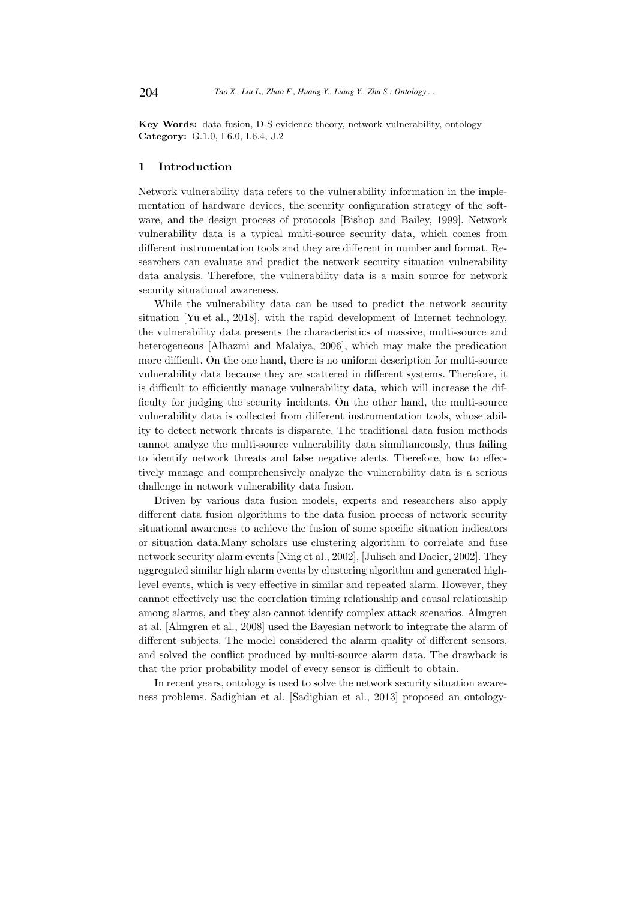**Key Words:** data fusion, D-S evidence theory, network vulnerability, ontology
**Category:** G.1.0, I.6.0, I.6.4, J.2

## 1 Introduction

Network vulnerability data refers to the vulnerability information in the implementation of hardware devices, the security configuration strategy of the software, and the design process of protocols [Bishop and Bailey, 1999]. Network vulnerability data is a typical multi-source security data, which comes from different instrumentation tools and they are different in number and format. Researchers can evaluate and predict the network security situation vulnerability data analysis. Therefore, the vulnerability data is a main source for network security situational awareness.

While the vulnerability data can be used to predict the network security situation [Yu et al., 2018], with the rapid development of Internet technology, the vulnerability data presents the characteristics of massive, multi-source and heterogeneous [Alhazmi and Malaiya, 2006], which may make the predication more difficult. On the one hand, there is no uniform description for multi-source vulnerability data because they are scattered in different systems. Therefore, it is difficult to efficiently manage vulnerability data, which will increase the difficulty for judging the security incidents. On the other hand, the multi-source vulnerability data is collected from different instrumentation tools, whose ability to detect network threats is disparate. The traditional data fusion methods cannot analyze the multi-source vulnerability data simultaneously, thus failing to identify network threats and false negative alerts. Therefore, how to effectively manage and comprehensively analyze the vulnerability data is a serious challenge in network vulnerability data fusion.

Driven by various data fusion models, experts and researchers also apply different data fusion algorithms to the data fusion process of network security situational awareness to achieve the fusion of some specific situation indicators or situation data.Many scholars use clustering algorithm to correlate and fuse network security alarm events [Ning et al., 2002], [Julisch and Dacier, 2002]. They aggregated similar high alarm events by clustering algorithm and generated high-level events, which is very effective in similar and repeated alarm. However, they cannot effectively use the correlation timing relationship and causal relationship among alarms, and they also cannot identify complex attack scenarios. Almgren at al. [Almgren et al., 2008] used the Bayesian network to integrate the alarm of different subjects. The model considered the alarm quality of different sensors, and solved the conflict produced by multi-source alarm data. The drawback is that the prior probability model of every sensor is difficult to obtain.

In recent years, ontology is used to solve the network security situation awareness problems. Sadighian et al. [Sadighian et al., 2013] proposed an ontology-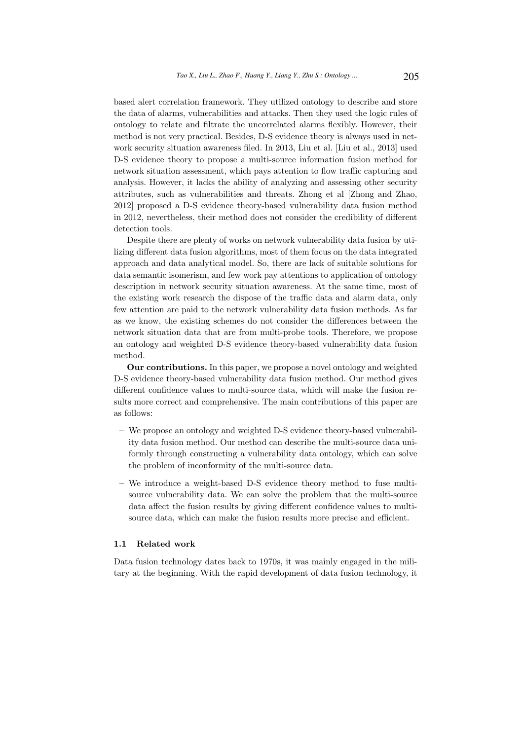based alert correlation framework. They utilized ontology to describe and store the data of alarms, vulnerabilities and attacks. Then they used the logic rules of ontology to relate and filtrate the uncorrelated alarms flexibly. However, their method is not very practical. Besides, D-S evidence theory is always used in network security situation awareness filed. In 2013, Liu et al. [Liu et al., 2013] used D-S evidence theory to propose a multi-source information fusion method for network situation assessment, which pays attention to flow traffic capturing and analysis. However, it lacks the ability of analyzing and assessing other security attributes, such as vulnerabilities and threats. Zhong et al [Zhong and Zhao, 2012] proposed a D-S evidence theory-based vulnerability data fusion method in 2012, nevertheless, their method does not consider the credibility of different detection tools.

Despite there are plenty of works on network vulnerability data fusion by utilizing different data fusion algorithms, most of them focus on the data integrated approach and data analytical model. So, there are lack of suitable solutions for data semantic isomerism, and few work pay attentions to application of ontology description in network security situation awareness. At the same time, most of the existing work research the dispose of the traffic data and alarm data, only few attention are paid to the network vulnerability data fusion methods. As far as we know, the existing schemes do not consider the differences between the network situation data that are from multi-probe tools. Therefore, we propose an ontology and weighted D-S evidence theory-based vulnerability data fusion method.

**Our contributions.** In this paper, we propose a novel ontology and weighted D-S evidence theory-based vulnerability data fusion method. Our method gives different confidence values to multi-source data, which will make the fusion results more correct and comprehensive. The main contributions of this paper are as follows:

- We propose an ontology and weighted D-S evidence theory-based vulnerability data fusion method. Our method can describe the multi-source data uniformly through constructing a vulnerability data ontology, which can solve the problem of inconformity of the multi-source data.
- We introduce a weight-based D-S evidence theory method to fuse multi-source vulnerability data. We can solve the problem that the multi-source data affect the fusion results by giving different confidence values to multi-source data, which can make the fusion results more precise and efficient.

### 1.1 Related work

Data fusion technology dates back to 1970s, it was mainly engaged in the military at the beginning. With the rapid development of data fusion technology, it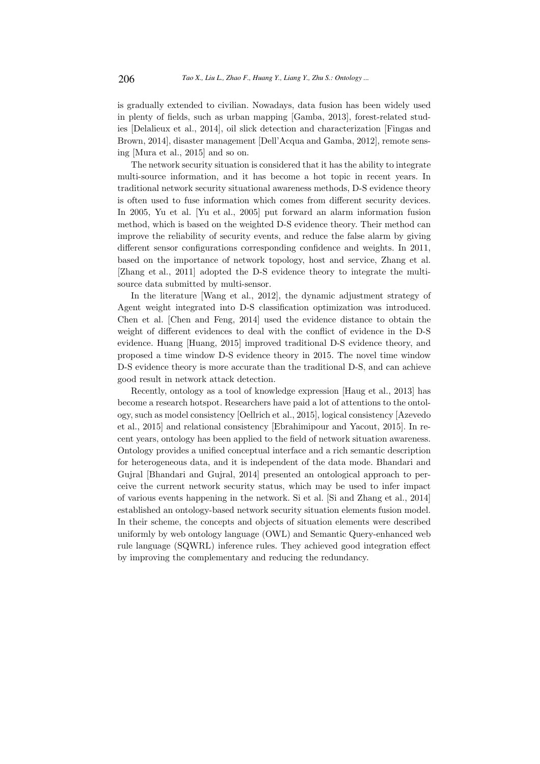is gradually extended to civilian. Nowadays, data fusion has been widely used in plenty of fields, such as urban mapping [Gamba, 2013], forest-related studies [Delalieux et al., 2014], oil slick detection and characterization [Fingas and Brown, 2014], disaster management [Dell'Acqua and Gamba, 2012], remote sensing [Mura et al., 2015] and so on.

The network security situation is considered that it has the ability to integrate multi-source information, and it has become a hot topic in recent years. In traditional network security situational awareness methods, D-S evidence theory is often used to fuse information which comes from different security devices. In 2005, Yu et al. [Yu et al., 2005] put forward an alarm information fusion method, which is based on the weighted D-S evidence theory. Their method can improve the reliability of security events, and reduce the false alarm by giving different sensor configurations corresponding confidence and weights. In 2011, based on the importance of network topology, host and service, Zhang et al. [Zhang et al., 2011] adopted the D-S evidence theory to integrate the multi-source data submitted by multi-sensor.

In the literature [Wang et al., 2012], the dynamic adjustment strategy of Agent weight integrated into D-S classification optimization was introduced. Chen et al. [Chen and Feng, 2014] used the evidence distance to obtain the weight of different evidences to deal with the conflict of evidence in the D-S evidence. Huang [Huang, 2015] improved traditional D-S evidence theory, and proposed a time window D-S evidence theory in 2015. The novel time window D-S evidence theory is more accurate than the traditional D-S, and can achieve good result in network attack detection.

Recently, ontology as a tool of knowledge expression [Haug et al., 2013] has become a research hotspot. Researchers have paid a lot of attentions to the ontology, such as model consistency [Oellrich et al., 2015], logical consistency [Azevedo et al., 2015] and relational consistency [Ebrahimipour and Yacout, 2015]. In recent years, ontology has been applied to the field of network situation awareness. Ontology provides a unified conceptual interface and a rich semantic description for heterogeneous data, and it is independent of the data mode. Bhandari and Gujral [Bhandari and Gujral, 2014] presented an ontological approach to perceive the current network security status, which may be used to infer impact of various events happening in the network. Si et al. [Si and Zhang et al., 2014] established an ontology-based network security situation elements fusion model. In their scheme, the concepts and objects of situation elements were described uniformly by web ontology language (OWL) and Semantic Query-enhanced web rule language (SQWRL) inference rules. They achieved good integration effect by improving the complementary and reducing the redundancy.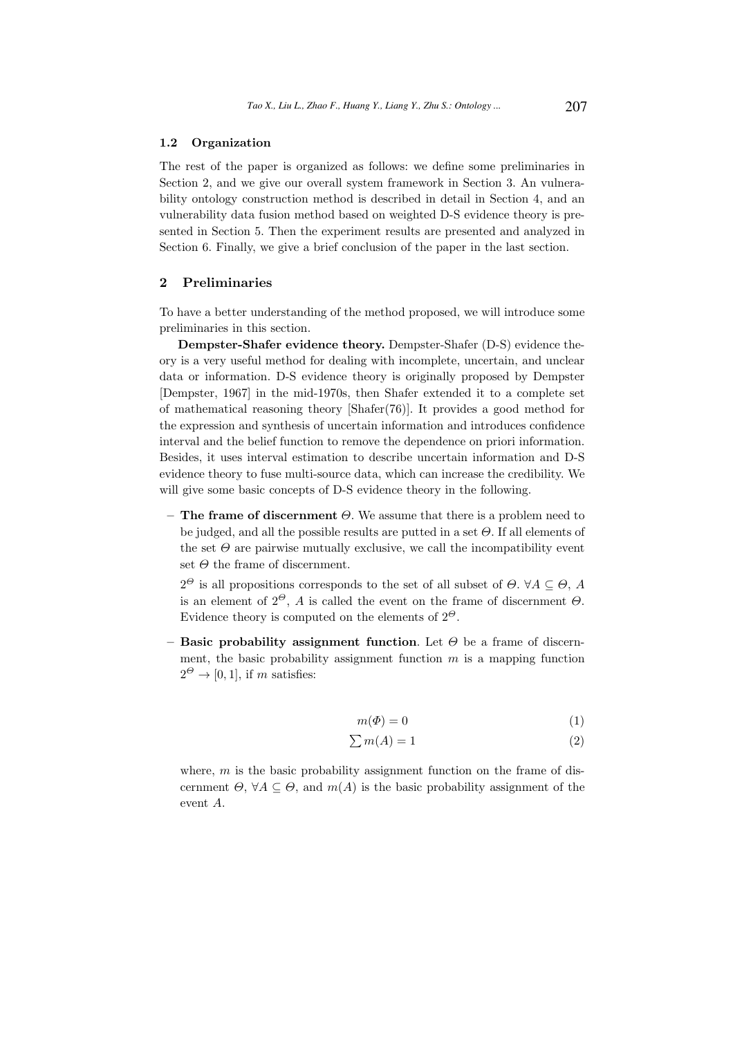### 1.2 Organization

The rest of the paper is organized as follows: we define some preliminaries in Section 2, and we give our overall system framework in Section 3. An vulnerability ontology construction method is described in detail in Section 4, and an vulnerability data fusion method based on weighted D-S evidence theory is presented in Section 5. Then the experiment results are presented and analyzed in Section 6. Finally, we give a brief conclusion of the paper in the last section.

## 2 Preliminaries

To have a better understanding of the method proposed, we will introduce some preliminaries in this section.

**Dempster-Shafer evidence theory.** Dempster-Shafer (D-S) evidence theory is a very useful method for dealing with incomplete, uncertain, and unclear data or information. D-S evidence theory is originally proposed by Dempster [Dempster, 1967] in the mid-1970s, then Shafer extended it to a complete set of mathematical reasoning theory [Shafer(76)]. It provides a good method for the expression and synthesis of uncertain information and introduces confidence interval and the belief function to remove the dependence on priori information. Besides, it uses interval estimation to describe uncertain information and D-S evidence theory to fuse multi-source data, which can increase the credibility. We will give some basic concepts of D-S evidence theory in the following.

– **The frame of discernment** $\Theta$. We assume that there is a problem need to be judged, and all the possible results are putted in a set $\Theta$. If all elements of the set $\Theta$ are pairwise mutually exclusive, we call the incompatibility event set $\Theta$ the frame of discernment.

  $2^{\Theta}$ is all propositions corresponds to the set of all subset of $\Theta$. $\forall A \subseteq \Theta$, $A$ is an element of $2^{\Theta}$, $A$ is called the event on the frame of discernment $\Theta$. Evidence theory is computed on the elements of $2^{\Theta}$.

– **Basic probability assignment function**. Let $\Theta$ be a frame of discernment, the basic probability assignment function $m$ is a mapping function $2^{\Theta} \rightarrow [0, 1]$, if $m$ satisfies:

$$m(\Phi) = 0 \tag{1}$$

$$\sum m(A) = 1 \tag{2}$$

  where, $m$ is the basic probability assignment function on the frame of discernment $\Theta$, $\forall A \subseteq \Theta$, and $m(A)$ is the basic probability assignment of the event $A$.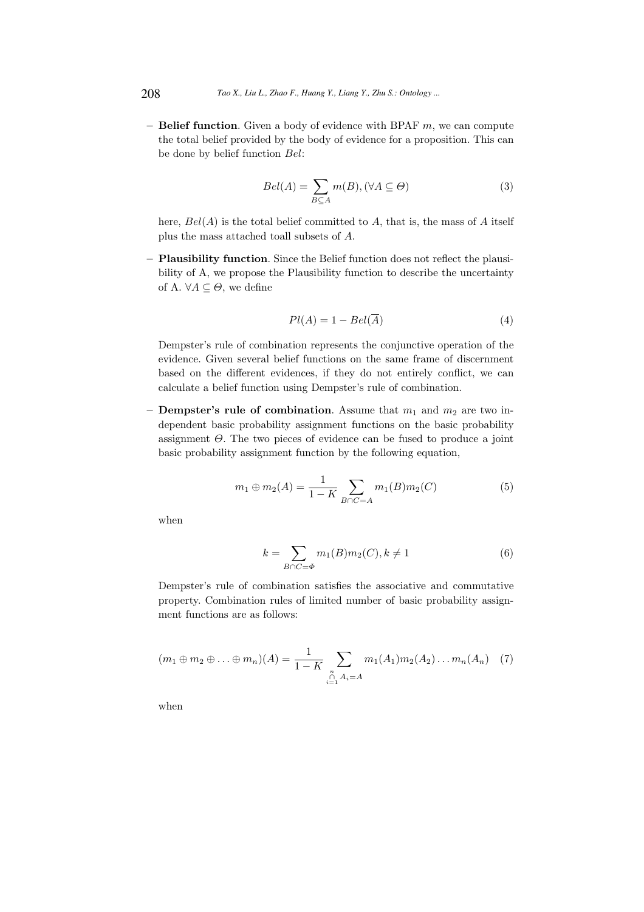- **Belief function**. Given a body of evidence with BPAF $m$, we can compute the total belief provided by the body of evidence for a proposition. This can be done by belief function $Bel$:

$$Bel(A) = \sum_{B \subseteq A} m(B), (\forall A \subseteq \Theta) \tag{3}$$

  here, $Bel(A)$ is the total belief committed to $A$, that is, the mass of $A$ itself plus the mass attached toall subsets of $A$.

- **Plausibility function**. Since the Belief function does not reflect the plausibility of A, we propose the Plausibility function to describe the uncertainty of A. $\forall A \subseteq \Theta$, we define

$$Pl(A) = 1 - Bel(\overline{A}) \tag{4}$$

  Dempster's rule of combination represents the conjunctive operation of the evidence. Given several belief functions on the same frame of discernment based on the different evidences, if they do not entirely conflict, we can calculate a belief function using Dempster's rule of combination.

- **Dempster's rule of combination**. Assume that $m_1$ and $m_2$ are two independent basic probability assignment functions on the basic probability assignment $\Theta$. The two pieces of evidence can be fused to produce a joint basic probability assignment function by the following equation,

$$m_1 \oplus m_2(A) = \frac{1}{1-K} \sum_{B \cap C = A} m_1(B) m_2(C) \tag{5}$$

  when

$$k = \sum_{B \cap C = \Phi} m_1(B) m_2(C), k \neq 1 \tag{6}$$

  Dempster's rule of combination satisfies the associative and commutative property. Combination rules of limited number of basic probability assignment functions are as follows:

$$(m_1 \oplus m_2 \oplus \ldots \oplus m_n)(A) = \frac{1}{1-K} \sum_{\bigcap_{i=1}^{n} A_i = A} m_1(A_1) m_2(A_2) \ldots m_n(A_n) \tag{7}$$

  when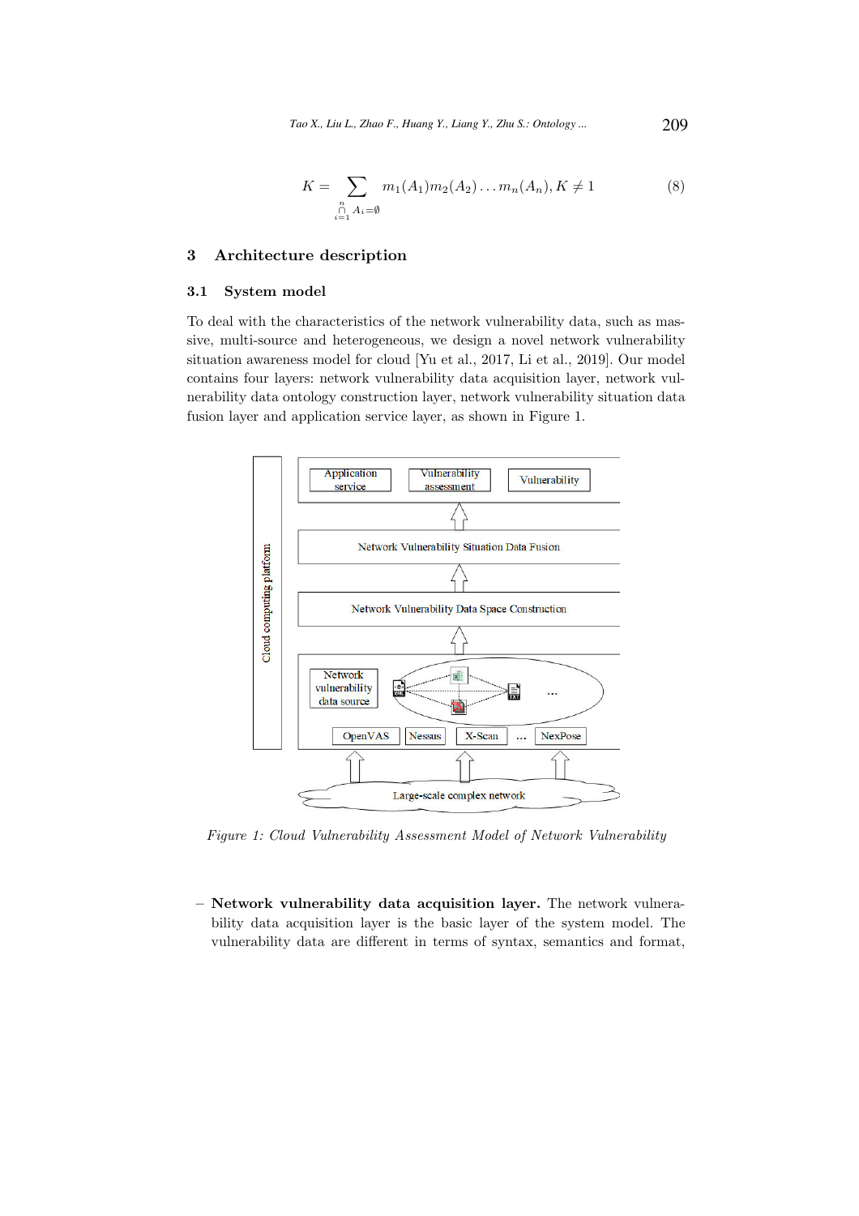$$K = \sum_{\bigcap_{i=1}^{n} A_i = \emptyset} m_1(A_1) m_2(A_2) \dots m_n(A_n), K \neq 1 \tag{8}$$

# 3 Architecture description

## 3.1 System model

To deal with the characteristics of the network vulnerability data, such as massive, multi-source and heterogeneous, we design a novel network vulnerability situation awareness model for cloud [Yu et al., 2017, Li et al., 2019]. Our model contains four layers: network vulnerability data acquisition layer, network vulnerability data ontology construction layer, network vulnerability situation data fusion layer and application service layer, as shown in Figure 1.

*Figure 1: Cloud Vulnerability Assessment Model of Network Vulnerability*

- **Network vulnerability data acquisition layer.** The network vulnerability data acquisition layer is the basic layer of the system model. The vulnerability data are different in terms of syntax, semantics and format,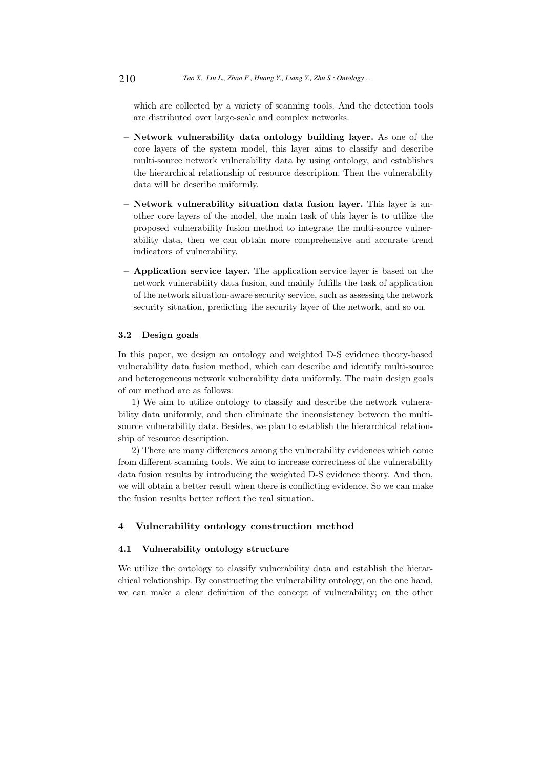which are collected by a variety of scanning tools. And the detection tools are distributed over large-scale and complex networks.

- **Network vulnerability data ontology building layer.** As one of the core layers of the system model, this layer aims to classify and describe multi-source network vulnerability data by using ontology, and establishes the hierarchical relationship of resource description. Then the vulnerability data will be describe uniformly.
- **Network vulnerability situation data fusion layer.** This layer is another core layers of the model, the main task of this layer is to utilize the proposed vulnerability fusion method to integrate the multi-source vulnerability data, then we can obtain more comprehensive and accurate trend indicators of vulnerability.
- **Application service layer.** The application service layer is based on the network vulnerability data fusion, and mainly fulfills the task of application of the network situation-aware security service, such as assessing the network security situation, predicting the security layer of the network, and so on.

### 3.2 Design goals

In this paper, we design an ontology and weighted D-S evidence theory-based vulnerability data fusion method, which can describe and identify multi-source and heterogeneous network vulnerability data uniformly. The main design goals of our method are as follows:

1) We aim to utilize ontology to classify and describe the network vulnerability data uniformly, and then eliminate the inconsistency between the multi-source vulnerability data. Besides, we plan to establish the hierarchical relationship of resource description.

2) There are many differences among the vulnerability evidences which come from different scanning tools. We aim to increase correctness of the vulnerability data fusion results by introducing the weighted D-S evidence theory. And then, we will obtain a better result when there is conflicting evidence. So we can make the fusion results better reflect the real situation.

## 4 Vulnerability ontology construction method

### 4.1 Vulnerability ontology structure

We utilize the ontology to classify vulnerability data and establish the hierarchical relationship. By constructing the vulnerability ontology, on the one hand, we can make a clear definition of the concept of vulnerability; on the other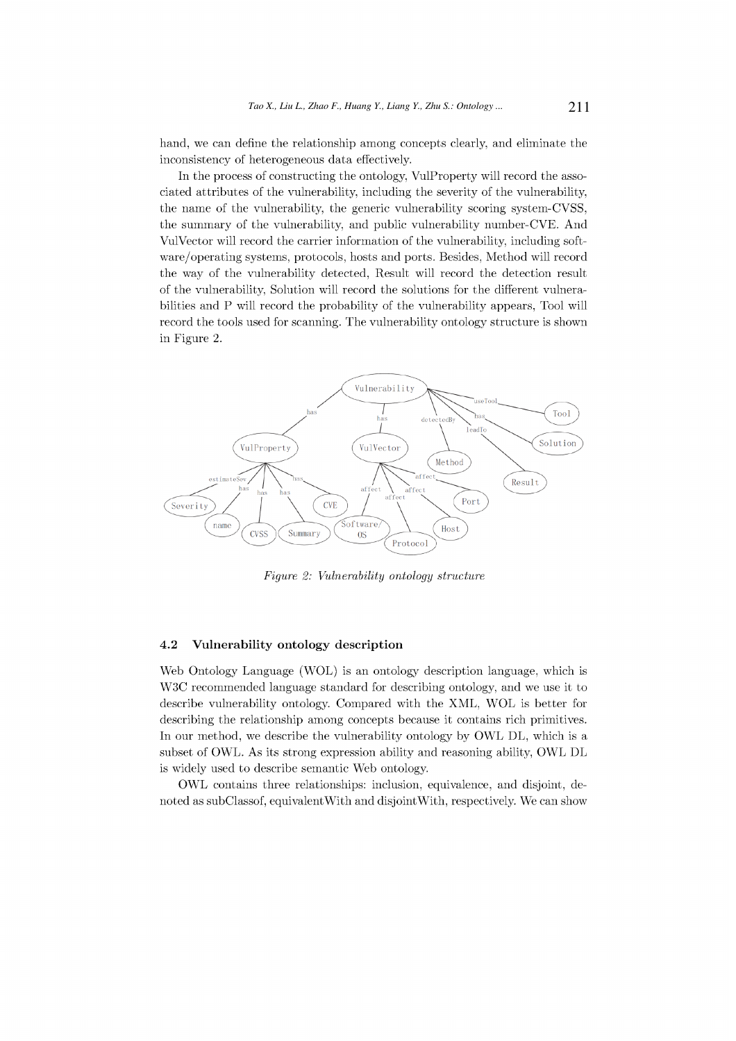hand, we can define the relationship among concepts clearly, and eliminate the inconsistency of heterogeneous data effectively.

In the process of constructing the ontology, VulProperty will record the associated attributes of the vulnerability, including the severity of the vulnerability, the name of the vulnerability, the generic vulnerability scoring system-CVSS, the summary of the vulnerability, and public vulnerability number-CVE. And VulVector will record the carrier information of the vulnerability, including software/operating systems, protocols, hosts and ports. Besides, Method will record the way of the vulnerability detected, Result will record the detection result of the vulnerability, Solution will record the solutions for the different vulnerabilities and P will record the probability of the vulnerability appears, Tool will record the tools used for scanning. The vulnerability ontology structure is shown in Figure 2.

*Figure 2: Vulnerability ontology structure*

### 4.2 Vulnerability ontology description

Web Ontology Language (WOL) is an ontology description language, which is W3C recommended language standard for describing ontology, and we use it to describe vulnerability ontology. Compared with the XML, WOL is better for describing the relationship among concepts because it contains rich primitives. In our method, we describe the vulnerability ontology by OWL DL, which is a subset of OWL. As its strong expression ability and reasoning ability, OWL DL is widely used to describe semantic Web ontology.

OWL contains three relationships: inclusion, equivalence, and disjoint, denoted as subClassof, equivalentWith and disjointWith, respectively. We can show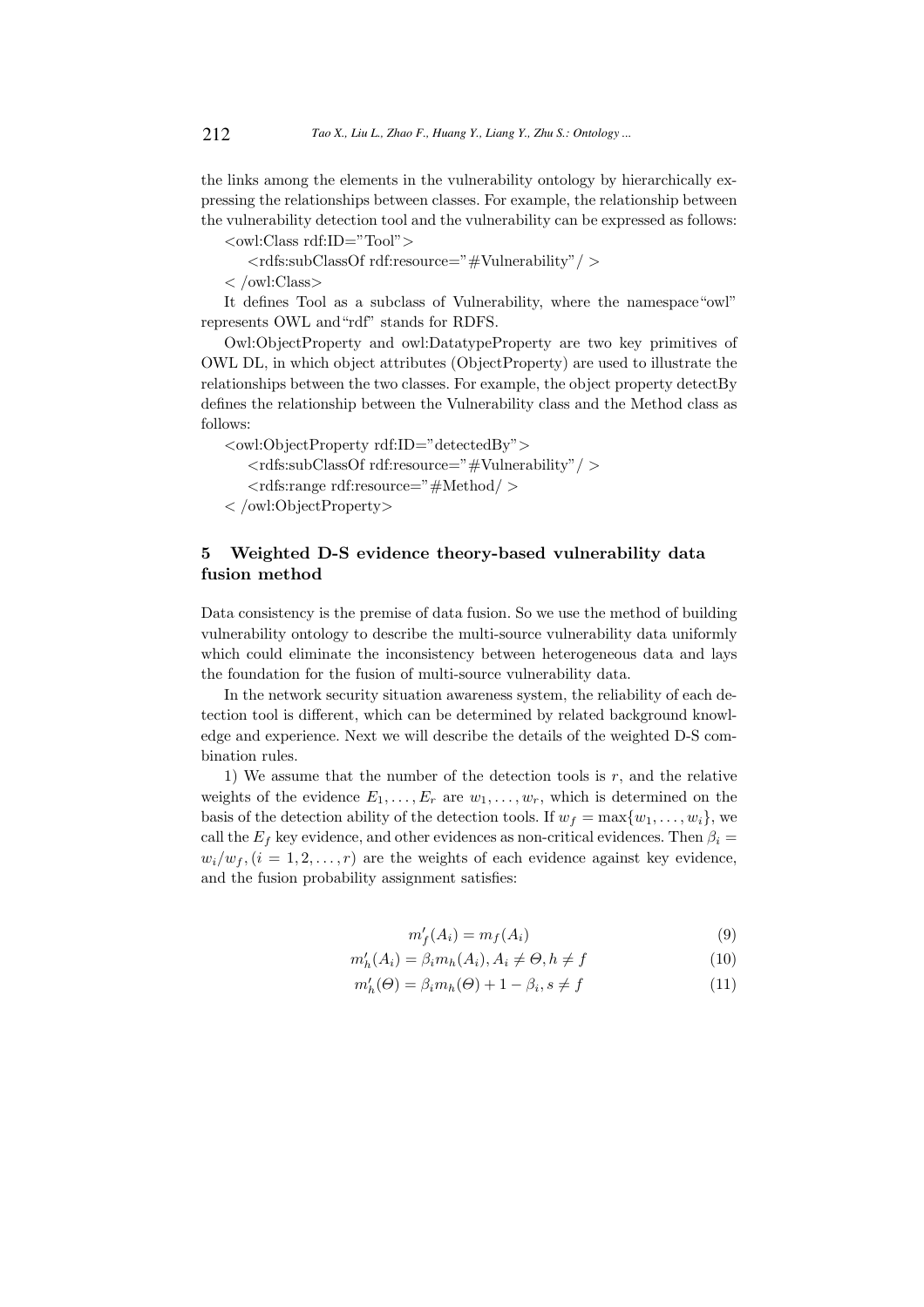the links among the elements in the vulnerability ontology by hierarchically expressing the relationships between classes. For example, the relationship between the vulnerability detection tool and the vulnerability can be expressed as follows:

```
<owl:Class rdf:ID="Tool">
    <rdfs:subClassOf rdf:resource="#Vulnerability"/ >
< /owl:Class>
```

It defines Tool as a subclass of Vulnerability, where the namespace"owl" represents OWL and"rdf" stands for RDFS.

Owl:ObjectProperty and owl:DatatypeProperty are two key primitives of OWL DL, in which object attributes (ObjectProperty) are used to illustrate the relationships between the two classes. For example, the object property detectBy defines the relationship between the Vulnerability class and the Method class as follows:

```
<owl:ObjectProperty rdf:ID="detectedBy">
    <rdfs:subClassOf rdf:resource="#Vulnerability"/ >
    <rdfs:range rdf:resource="#Method/ >
< /owl:ObjectProperty>
```

## 5 Weighted D-S evidence theory-based vulnerability data fusion method

Data consistency is the premise of data fusion. So we use the method of building vulnerability ontology to describe the multi-source vulnerability data uniformly which could eliminate the inconsistency between heterogeneous data and lays the foundation for the fusion of multi-source vulnerability data.

In the network security situation awareness system, the reliability of each detection tool is different, which can be determined by related background knowledge and experience. Next we will describe the details of the weighted D-S combination rules.

1) We assume that the number of the detection tools is $r$, and the relative weights of the evidence $E_1, \ldots, E_r$ are $w_1, \ldots, w_r$, which is determined on the basis of the detection ability of the detection tools. If $w_f = \max\{w_1, \ldots, w_i\}$, we call the $E_f$ key evidence, and other evidences as non-critical evidences. Then $\beta_i = w_i/w_f, (i = 1, 2, \ldots, r)$ are the weights of each evidence against key evidence, and the fusion probability assignment satisfies:

$$m'_f(A_i) = m_f(A_i) \tag{9}$$

$$m'_h(A_i) = \beta_i m_h(A_i), A_i \neq \Theta, h \neq f \tag{10}$$

$$m'_h(\Theta) = \beta_i m_h(\Theta) + 1 - \beta_i, s \neq f \tag{11}$$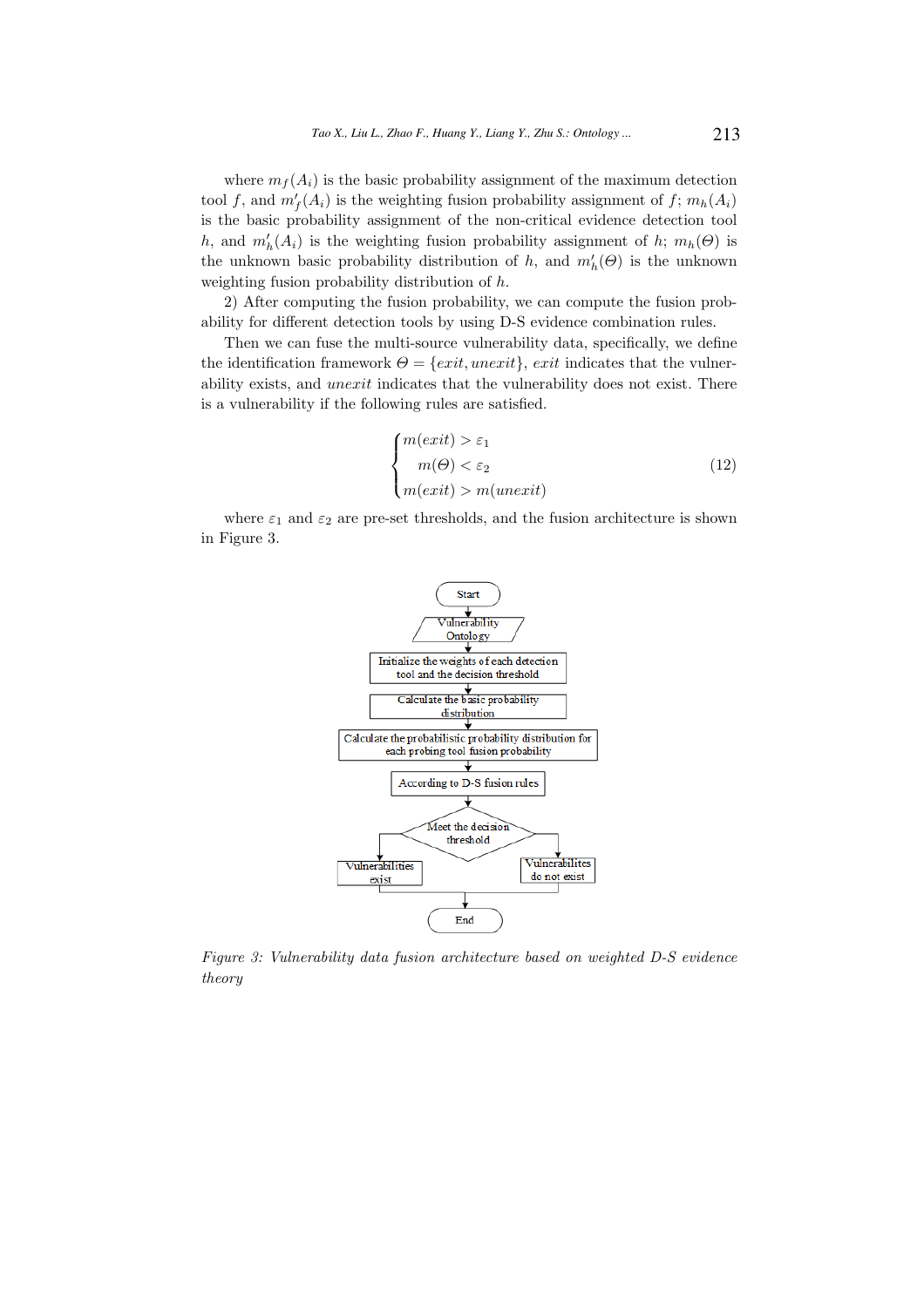where $m_f(A_i)$ is the basic probability assignment of the maximum detection tool $f$, and $m'_f(A_i)$ is the weighting fusion probability assignment of $f$; $m_h(A_i)$ is the basic probability assignment of the non-critical evidence detection tool $h$, and $m'_h(A_i)$ is the weighting fusion probability assignment of $h$; $m_h(\Theta)$ is the unknown basic probability distribution of $h$, and $m'_h(\Theta)$ is the unknown weighting fusion probability distribution of $h$.

2) After computing the fusion probability, we can compute the fusion probability for different detection tools by using D-S evidence combination rules.

Then we can fuse the multi-source vulnerability data, specifically, we define the identification framework $\Theta = \{exit, unexit\}$, $exit$ indicates that the vulnerability exists, and $unexit$ indicates that the vulnerability does not exist. There is a vulnerability if the following rules are satisfied.

$$\begin{cases} m(exit) > \varepsilon_1 \\ m(\Theta) < \varepsilon_2 \\ m(exit) > m(unexit) \end{cases} \tag{12}$$

where $\varepsilon_1$ and $\varepsilon_2$ are pre-set thresholds, and the fusion architecture is shown in Figure 3.

*Figure 3: Vulnerability data fusion architecture based on weighted D-S evidence theory*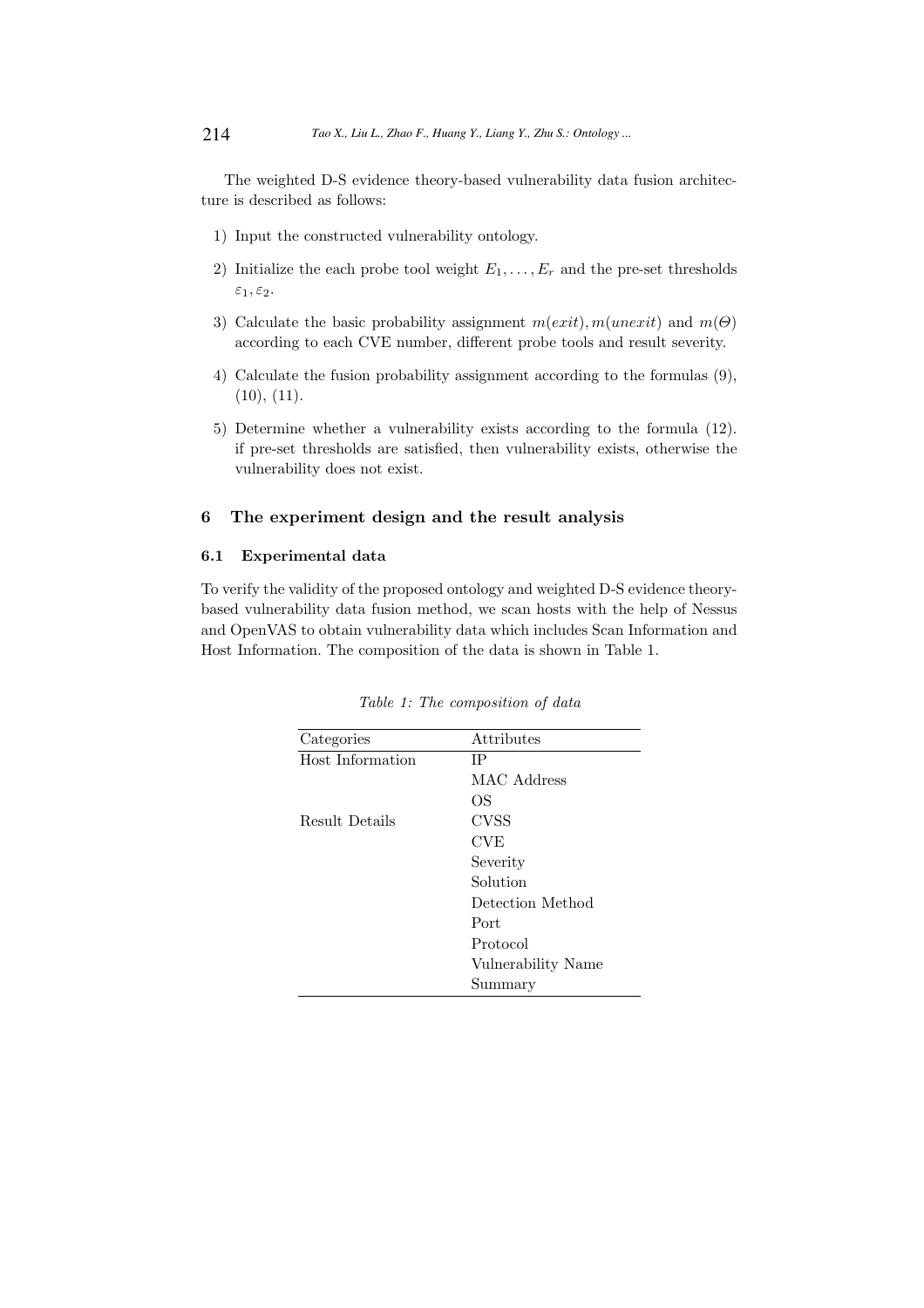The weighted D-S evidence theory-based vulnerability data fusion architecture is described as follows:

1) Input the constructed vulnerability ontology.
2) Initialize the each probe tool weight $E_1, \ldots, E_r$ and the pre-set thresholds $\varepsilon_1, \varepsilon_2$.
3) Calculate the basic probability assignment $m(exit), m(unexit)$ and $m(\Theta)$ according to each CVE number, different probe tools and result severity.
4) Calculate the fusion probability assignment according to the formulas (9), (10), (11).
5) Determine whether a vulnerability exists according to the formula (12). if pre-set thresholds are satisfied, then vulnerability exists, otherwise the vulnerability does not exist.

## 6 The experiment design and the result analysis

### 6.1 Experimental data

To verify the validity of the proposed ontology and weighted D-S evidence theory-based vulnerability data fusion method, we scan hosts with the help of Nessus and OpenVAS to obtain vulnerability data which includes Scan Information and Host Information. The composition of the data is shown in Table 1.

*Table 1: The composition of data*

| Categories | Attributes |
|---|---|
| Host Information | IP |
| | MAC Address |
| | OS |
| Result Details | CVSS |
| | CVE |
| | Severity |
| | Solution |
| | Detection Method |
| | Port |
| | Protocol |
| | Vulnerability Name |
| | Summary |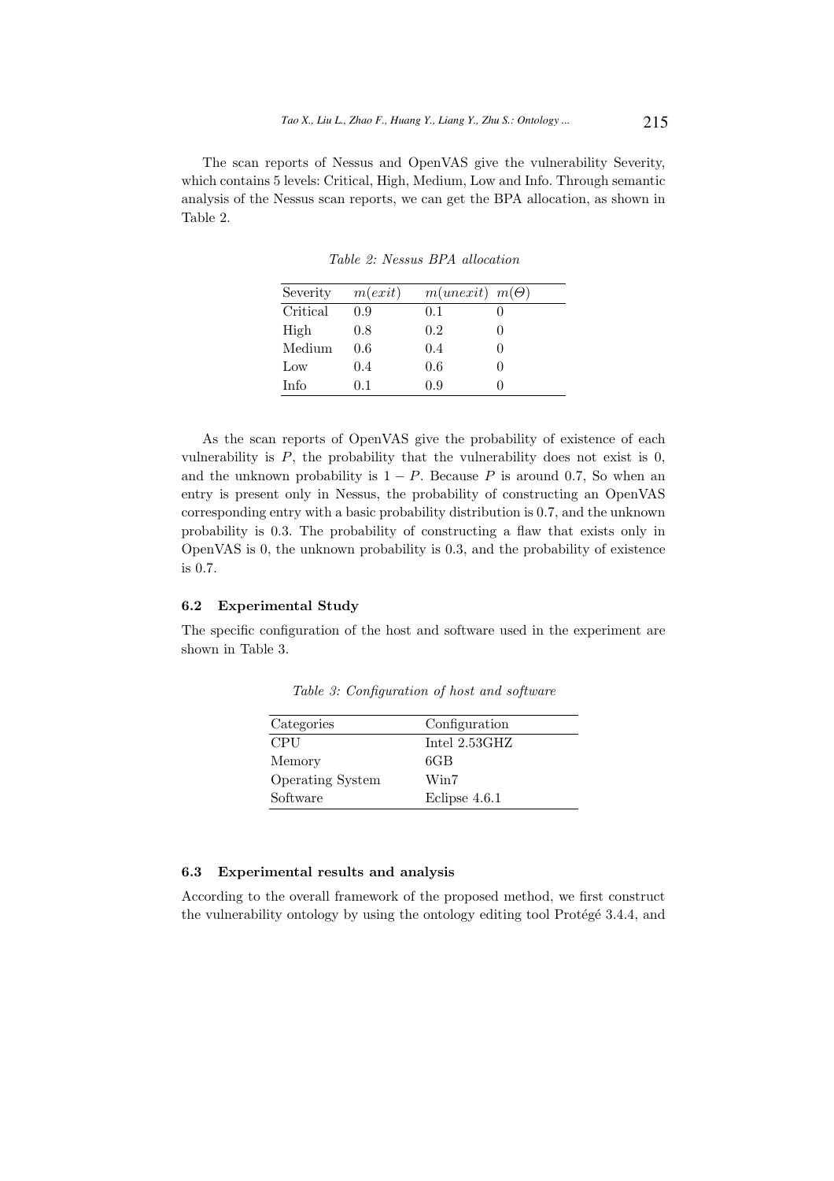The scan reports of Nessus and OpenVAS give the vulnerability Severity, which contains 5 levels: Critical, High, Medium, Low and Info. Through semantic analysis of the Nessus scan reports, we can get the BPA allocation, as shown in Table 2.

*Table 2: Nessus BPA allocation*

| Severity | $m(exit)$ | $m(unexit)$ | $m(\Theta)$ |
|---|---|---|---|
| Critical | 0.9 | 0.1 | 0 |
| High | 0.8 | 0.2 | 0 |
| Medium | 0.6 | 0.4 | 0 |
| Low | 0.4 | 0.6 | 0 |
| Info | 0.1 | 0.9 | 0 |

As the scan reports of OpenVAS give the probability of existence of each vulnerability is $P$, the probability that the vulnerability does not exist is 0, and the unknown probability is $1 - P$. Because $P$ is around 0.7, So when an entry is present only in Nessus, the probability of constructing an OpenVAS corresponding entry with a basic probability distribution is 0.7, and the unknown probability is 0.3. The probability of constructing a flaw that exists only in OpenVAS is 0, the unknown probability is 0.3, and the probability of existence is 0.7.

### 6.2 Experimental Study

The specific configuration of the host and software used in the experiment are shown in Table 3.

*Table 3: Configuration of host and software*

| Categories | Configuration |
|---|---|
| CPU | Intel 2.53GHZ |
| Memory | 6GB |
| Operating System | Win7 |
| Software | Eclipse 4.6.1 |

### 6.3 Experimental results and analysis

According to the overall framework of the proposed method, we first construct the vulnerability ontology by using the ontology editing tool Protégé 3.4.4, and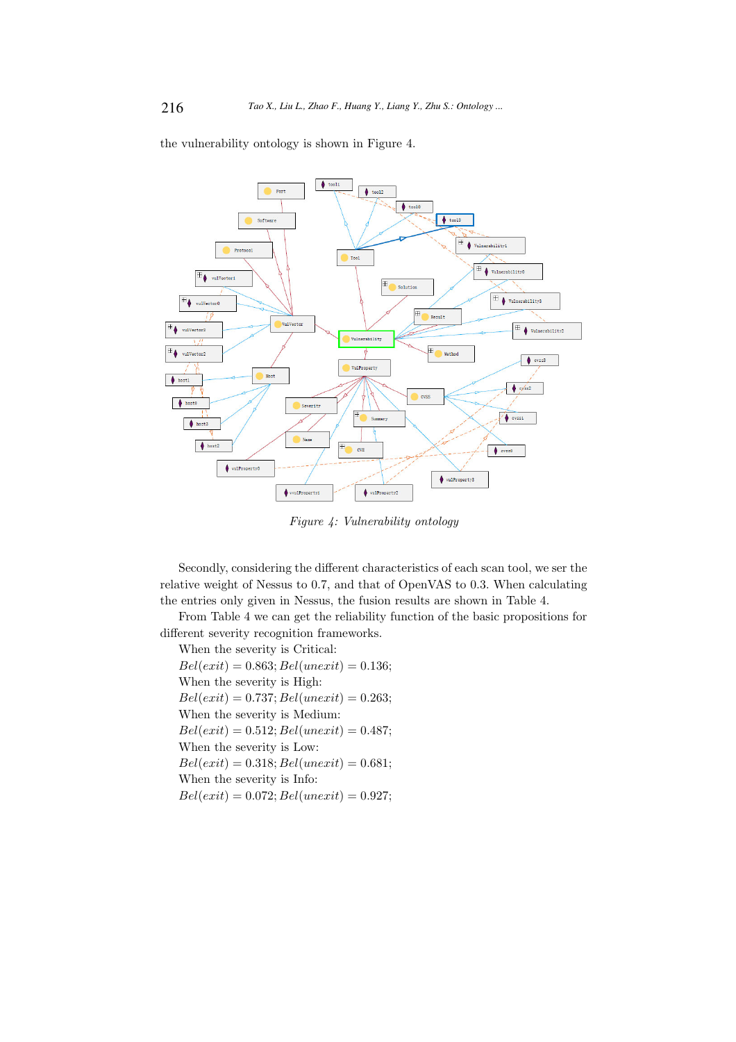the vulnerability ontology is shown in Figure 4.

Figure 4: Vulnerability ontology

Secondly, considering the different characteristics of each scan tool, we ser the relative weight of Nessus to 0.7, and that of OpenVAS to 0.3. When calculating the entries only given in Nessus, the fusion results are shown in Table 4.

From Table 4 we can get the reliability function of the basic propositions for different severity recognition frameworks.

When the severity is Critical:

$Bel(exit) = 0.863; Bel(unexit) = 0.136;$

When the severity is High:

$Bel(exit) = 0.737; Bel(unexit) = 0.263;$

When the severity is Medium:

$Bel(exit) = 0.512; Bel(unexit) = 0.487;$

When the severity is Low:

$Bel(exit) = 0.318; Bel(unexit) = 0.681;$

When the severity is Info:

$Bel(exit) = 0.072; Bel(unexit) = 0.927;$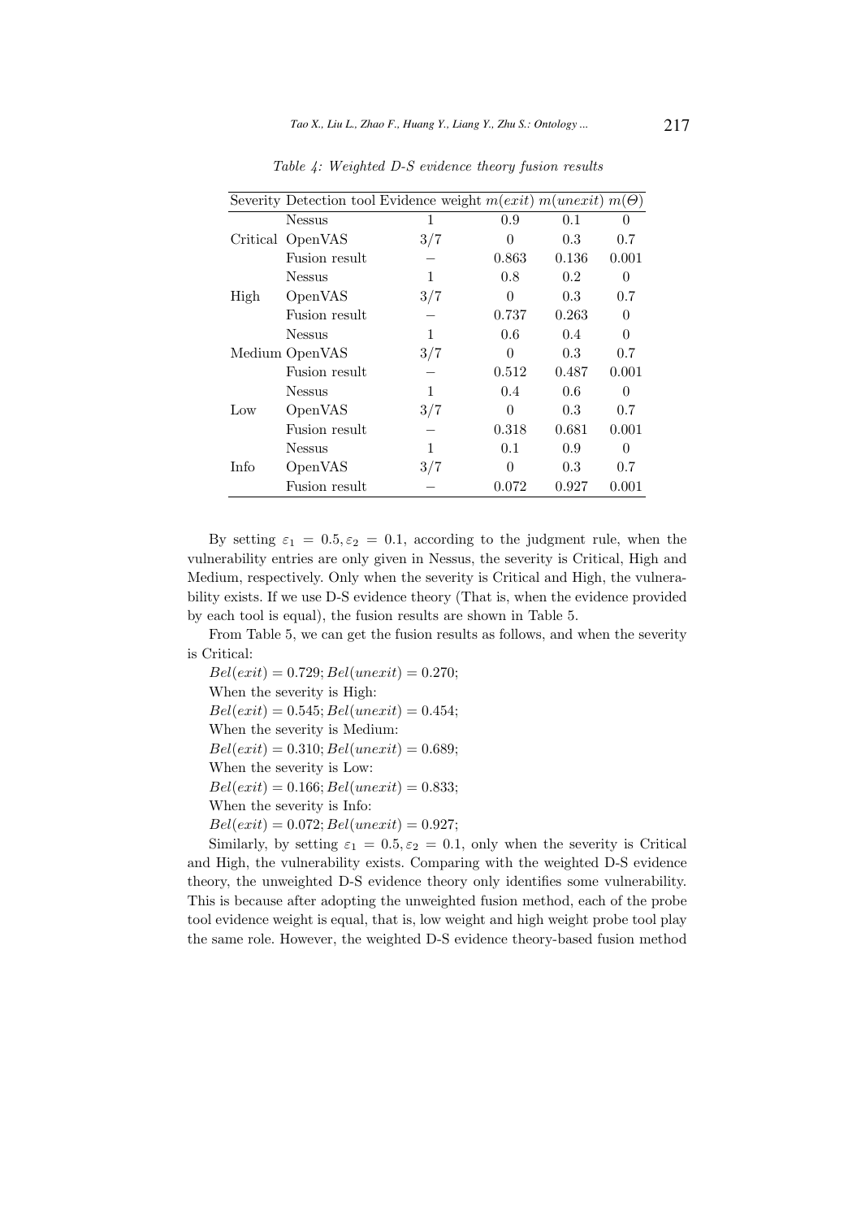*Table 4: Weighted D-S evidence theory fusion results*

| Severity | Detection tool | Evidence weight | $m(exit)$ | $m(unexit)$ | $m(\Theta)$ |
|---|---|---|---|---|---|
| | Nessus | 1 | 0.9 | 0.1 | 0 |
| Critical | OpenVAS | 3/7 | 0 | 0.3 | 0.7 |
| | Fusion result | – | 0.863 | 0.136 | 0.001 |
| | Nessus | 1 | 0.8 | 0.2 | 0 |
| High | OpenVAS | 3/7 | 0 | 0.3 | 0.7 |
| | Fusion result | – | 0.737 | 0.263 | 0 |
| | Nessus | 1 | 0.6 | 0.4 | 0 |
| Medium | OpenVAS | 3/7 | 0 | 0.3 | 0.7 |
| | Fusion result | – | 0.512 | 0.487 | 0.001 |
| | Nessus | 1 | 0.4 | 0.6 | 0 |
| Low | OpenVAS | 3/7 | 0 | 0.3 | 0.7 |
| | Fusion result | – | 0.318 | 0.681 | 0.001 |
| | Nessus | 1 | 0.1 | 0.9 | 0 |
| Info | OpenVAS | 3/7 | 0 | 0.3 | 0.7 |
| | Fusion result | – | 0.072 | 0.927 | 0.001 |

By setting $\varepsilon_1 = 0.5, \varepsilon_2 = 0.1$, according to the judgment rule, when the vulnerability entries are only given in Nessus, the severity is Critical, High and Medium, respectively. Only when the severity is Critical and High, the vulnerability exists. If we use D-S evidence theory (That is, when the evidence provided by each tool is equal), the fusion results are shown in Table 5.

From Table 5, we can get the fusion results as follows, and when the severity is Critical:

$Bel(exit) = 0.729; Bel(unexit) = 0.270;$

When the severity is High:

$Bel(exit) = 0.545; Bel(unexit) = 0.454;$

When the severity is Medium:

$Bel(exit) = 0.310; Bel(unexit) = 0.689;$

When the severity is Low:

$Bel(exit) = 0.166; Bel(unexit) = 0.833;$

When the severity is Info:

$Bel(exit) = 0.072; Bel(unexit) = 0.927;$

Similarly, by setting $\varepsilon_1 = 0.5, \varepsilon_2 = 0.1$, only when the severity is Critical and High, the vulnerability exists. Comparing with the weighted D-S evidence theory, the unweighted D-S evidence theory only identifies some vulnerability. This is because after adopting the unweighted fusion method, each of the probe tool evidence weight is equal, that is, low weight and high weight probe tool play the same role. However, the weighted D-S evidence theory-based fusion method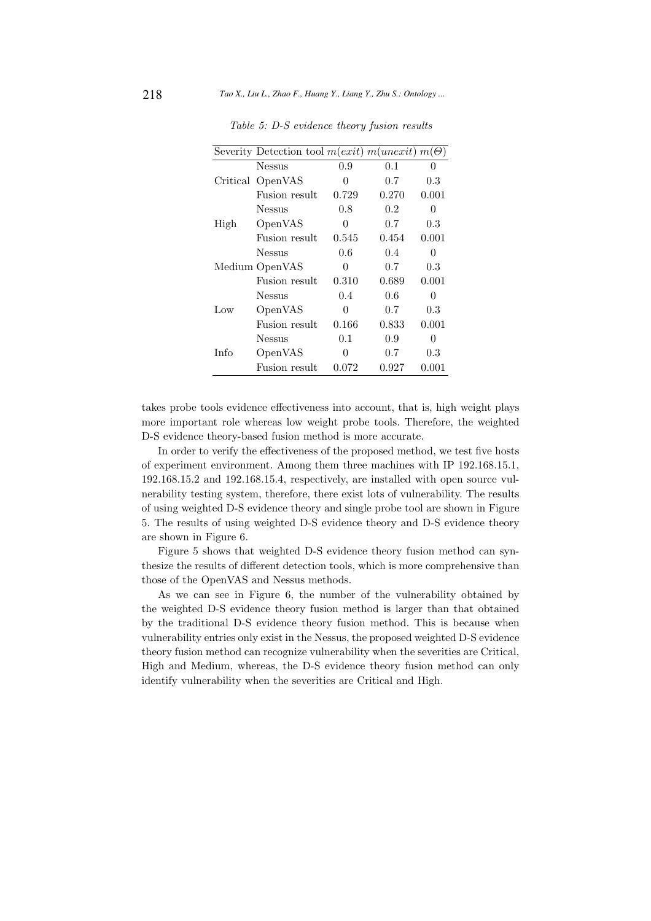*Table 5: D-S evidence theory fusion results*

| Severity | Detection tool | $m(exit)$ | $m(unexit)$ | $m(\Theta)$ |
|---|---|---|---|---|
| Critical | Nessus | 0.9 | 0.1 | 0 |
| | OpenVAS | 0 | 0.7 | 0.3 |
| | Fusion result | 0.729 | 0.270 | 0.001 |
| High | Nessus | 0.8 | 0.2 | 0 |
| | OpenVAS | 0 | 0.7 | 0.3 |
| | Fusion result | 0.545 | 0.454 | 0.001 |
| Medium | Nessus | 0.6 | 0.4 | 0 |
| | OpenVAS | 0 | 0.7 | 0.3 |
| | Fusion result | 0.310 | 0.689 | 0.001 |
| Low | Nessus | 0.4 | 0.6 | 0 |
| | OpenVAS | 0 | 0.7 | 0.3 |
| | Fusion result | 0.166 | 0.833 | 0.001 |
| Info | Nessus | 0.1 | 0.9 | 0 |
| | OpenVAS | 0 | 0.7 | 0.3 |
| | Fusion result | 0.072 | 0.927 | 0.001 |

takes probe tools evidence effectiveness into account, that is, high weight plays more important role whereas low weight probe tools. Therefore, the weighted D-S evidence theory-based fusion method is more accurate.

In order to verify the effectiveness of the proposed method, we test five hosts of experiment environment. Among them three machines with IP 192.168.15.1, 192.168.15.2 and 192.168.15.4, respectively, are installed with open source vulnerability testing system, therefore, there exist lots of vulnerability. The results of using weighted D-S evidence theory and single probe tool are shown in Figure 5. The results of using weighted D-S evidence theory and D-S evidence theory are shown in Figure 6.

Figure 5 shows that weighted D-S evidence theory fusion method can synthesize the results of different detection tools, which is more comprehensive than those of the OpenVAS and Nessus methods.

As we can see in Figure 6, the number of the vulnerability obtained by the weighted D-S evidence theory fusion method is larger than that obtained by the traditional D-S evidence theory fusion method. This is because when vulnerability entries only exist in the Nessus, the proposed weighted D-S evidence theory fusion method can recognize vulnerability when the severities are Critical, High and Medium, whereas, the D-S evidence theory fusion method can only identify vulnerability when the severities are Critical and High.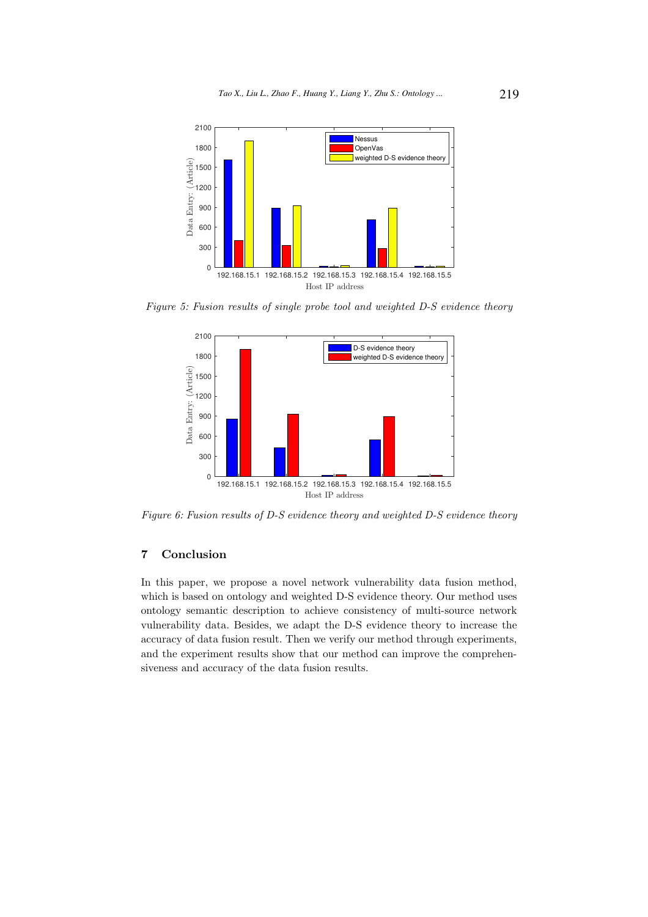*Figure 5: Fusion results of single probe tool and weighted D-S evidence theory*

*Figure 6: Fusion results of D-S evidence theory and weighted D-S evidence theory*

## 7 Conclusion

In this paper, we propose a novel network vulnerability data fusion method, which is based on ontology and weighted D-S evidence theory. Our method uses ontology semantic description to achieve consistency of multi-source network vulnerability data. Besides, we adapt the D-S evidence theory to increase the accuracy of data fusion result. Then we verify our method through experiments, and the experiment results show that our method can improve the comprehensiveness and accuracy of the data fusion results.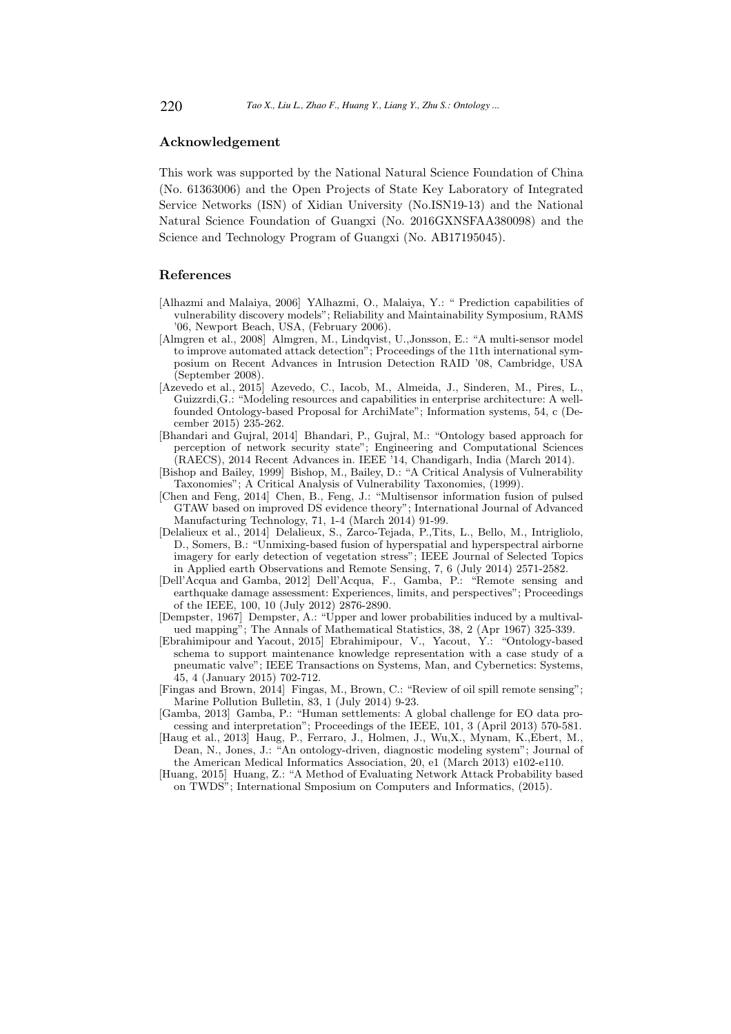## Acknowledgement

This work was supported by the National Natural Science Foundation of China (No. 61363006) and the Open Projects of State Key Laboratory of Integrated Service Networks (ISN) of Xidian University (No.ISN19-13) and the National Natural Science Foundation of Guangxi (No. 2016GXNSFAA380098) and the Science and Technology Program of Guangxi (No. AB17195045).

## References

[Alhazmi and Malaiya, 2006] YAlhazmi, O., Malaiya, Y.: " Prediction capabilities of vulnerability discovery models"; Reliability and Maintainability Symposium, RAMS '06, Newport Beach, USA, (February 2006).

[Almgren et al., 2008] Almgren, M., Lindqvist, U.,Jonsson, E.: "A multi-sensor model to improve automated attack detection"; Proceedings of the 11th international symposium on Recent Advances in Intrusion Detection RAID '08, Cambridge, USA (September 2008).

[Azevedo et al., 2015] Azevedo, C., Iacob, M., Almeida, J., Sinderen, M., Pires, L., Guizzrdi,G.: "Modeling resources and capabilities in enterprise architecture: A well-founded Ontology-based Proposal for ArchiMate"; Information systems, 54, c (December 2015) 235-262.

[Bhandari and Gujral, 2014] Bhandari, P., Gujral, M.: "Ontology based approach for perception of network security state"; Engineering and Computational Sciences (RAECS), 2014 Recent Advances in. IEEE '14, Chandigarh, India (March 2014).

[Bishop and Bailey, 1999] Bishop, M., Bailey, D.: "A Critical Analysis of Vulnerability Taxonomies"; A Critical Analysis of Vulnerability Taxonomies, (1999).

[Chen and Feng, 2014] Chen, B., Feng, J.: "Multisensor information fusion of pulsed GTAW based on improved DS evidence theory"; International Journal of Advanced Manufacturing Technology, 71, 1-4 (March 2014) 91-99.

[Delalieux et al., 2014] Delalieux, S., Zarco-Tejada, P.,Tits, L., Bello, M., Intrigliolo, D., Somers, B.: "Unmixing-based fusion of hyperspatial and hyperspectral airborne imagery for early detection of vegetation stress"; IEEE Journal of Selected Topics in Applied earth Observations and Remote Sensing, 7, 6 (July 2014) 2571-2582.

[Dell'Acqua and Gamba, 2012] Dell'Acqua, F., Gamba, P.: "Remote sensing and earthquake damage assessment: Experiences, limits, and perspectives"; Proceedings of the IEEE, 100, 10 (July 2012) 2876-2890.

[Dempster, 1967] Dempster, A.: "Upper and lower probabilities induced by a multivalued mapping"; The Annals of Mathematical Statistics, 38, 2 (Apr 1967) 325-339.

[Ebrahimipour and Yacout, 2015] Ebrahimipour, V., Yacout, Y.: "Ontology-based schema to support maintenance knowledge representation with a case study of a pneumatic valve"; IEEE Transactions on Systems, Man, and Cybernetics: Systems, 45, 4 (January 2015) 702-712.

[Fingas and Brown, 2014] Fingas, M., Brown, C.: "Review of oil spill remote sensing"; Marine Pollution Bulletin, 83, 1 (July 2014) 9-23.

[Gamba, 2013] Gamba, P.: "Human settlements: A global challenge for EO data processing and interpretation"; Proceedings of the IEEE, 101, 3 (April 2013) 570-581.

[Haug et al., 2013] Haug, P., Ferraro, J., Holmen, J., Wu,X., Mynam, K.,Ebert, M., Dean, N., Jones, J.: "An ontology-driven, diagnostic modeling system"; Journal of the American Medical Informatics Association, 20, e1 (March 2013) e102-e110.

[Huang, 2015] Huang, Z.: "A Method of Evaluating Network Attack Probability based on TWDS"; International Smposium on Computers and Informatics, (2015).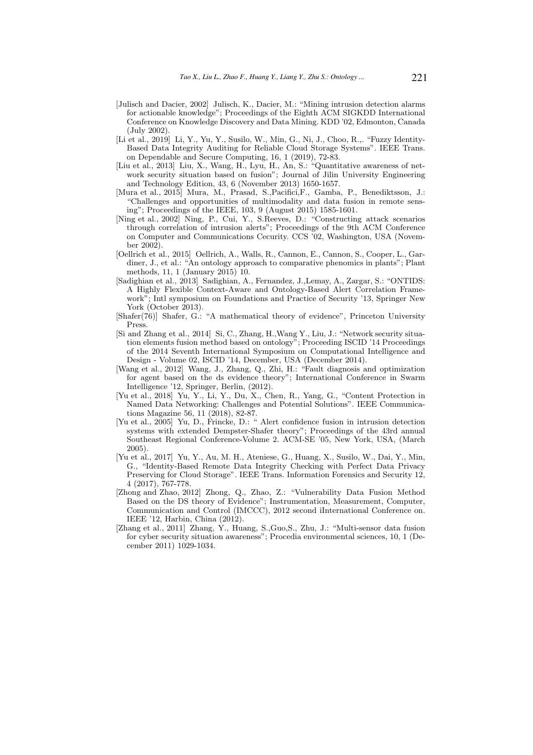[Julisch and Dacier, 2002] Julisch, K., Dacier, M.: "Mining intrusion detection alarms for actionable knowledge"; Proceedings of the Eighth ACM SIGKDD International Conference on Knowledge Discovery and Data Mining. KDD '02, Edmonton, Canada (July 2002).

[Li et al., 2019] Li, Y., Yu, Y., Susilo, W., Min, G., Ni, J., Choo, R.,. "Fuzzy Identity-Based Data Integrity Auditing for Reliable Cloud Storage Systems". IEEE Trans. on Dependable and Secure Computing, 16, 1 (2019), 72-83.

[Liu et al., 2013] Liu, X., Wang, H., Lyu, H., An, S.: "Quantitative awareness of network security situation based on fusion"; Journal of Jilin University Engineering and Technology Edition, 43, 6 (November 2013) 1650-1657.

[Mura et al., 2015] Mura, M., Prasad, S.,Pacifici,F., Gamba, P., Benediktsson, J.: "Challenges and opportunities of multimodality and data fusion in remote sensing"; Proceedings of the IEEE, 103, 9 (August 2015) 1585-1601.

[Ning et al., 2002] Ning, P., Cui, Y., S.Reeves, D.: "Constructing attack scenarios through correlation of intrusion alerts"; Proceedings of the 9th ACM Conference on Computer and Communications Cecurity. CCS '02, Washington, USA (November 2002).

[Oellrich et al., 2015] Oellrich, A., Walls, R., Cannon, E., Cannon, S., Cooper, L., Gardiner, J., et al.: "An ontology approach to comparative phenomics in plants"; Plant methods, 11, 1 (January 2015) 10.

[Sadighian et al., 2013] Sadighian, A., Fernandez, J.,Lemay, A., Zargar, S.: "ONTIDS: A Highly Flexible Context-Aware and Ontology-Based Alert Correlation Framework"; Intl symposium on Foundations and Practice of Security '13, Springer New York (October 2013).

[Shafer(76)] Shafer, G.: "A mathematical theory of evidence", Princeton University Press.

[Si and Zhang et al., 2014] Si, C., Zhang, H.,Wang Y., Liu, J.: "Network security situation elements fusion method based on ontology"; Proceeding ISCID '14 Proceedings of the 2014 Seventh International Symposium on Computational Intelligence and Design - Volume 02, ISCID '14, December, USA (December 2014).

[Wang et al., 2012] Wang, J., Zhang, Q., Zhi, H.: "Fault diagnosis and optimization for agent based on the ds evidence theory"; International Conference in Swarm Intelligence '12, Springer, Berlin, (2012).

[Yu et al., 2018] Yu, Y., Li, Y., Du, X., Chen, R., Yang, G., "Content Protection in Named Data Networking: Challenges and Potential Solutions". IEEE Communications Magazine 56, 11 (2018), 82-87.

[Yu et al., 2005] Yu, D., Frincke, D.: " Alert confidence fusion in intrusion detection systems with extended Dempster-Shafer theory"; Proceedings of the 43rd annual Southeast Regional Conference-Volume 2. ACM-SE '05, New York, USA, (March 2005).

[Yu et al., 2017] Yu, Y., Au, M. H., Ateniese, G., Huang, X., Susilo, W., Dai, Y., Min, G., "Identity-Based Remote Data Integrity Checking with Perfect Data Privacy Preserving for Cloud Storage". IEEE Trans. Information Forensics and Security 12, 4 (2017), 767-778.

[Zhong and Zhao, 2012] Zhong, Q., Zhao, Z.: "Vulnerability Data Fusion Method Based on the DS theory of Evidence"; Instrumentation, Measurement, Computer, Communication and Control (IMCCC), 2012 second iInternational Conference on. IEEE '12, Harbin, China (2012).

[Zhang et al., 2011] Zhang, Y., Huang, S.,Guo,S., Zhu, J.: "Multi-sensor data fusion for cyber security situation awareness"; Procedia environmental sciences, 10, 1 (December 2011) 1029-1034.